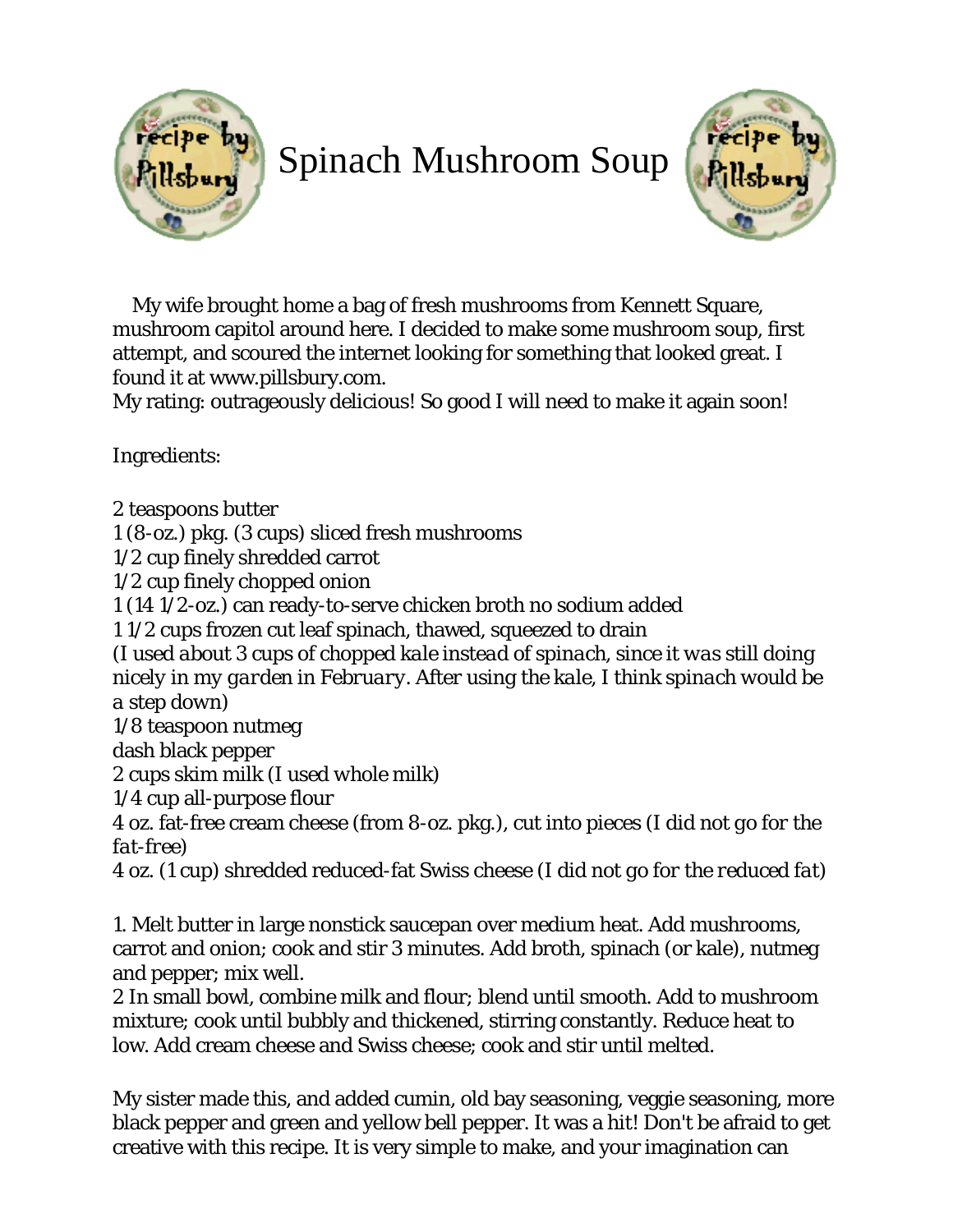# Spinach Mushroom Soup

My wife brought home a bag of fresh mushrooms from Kennett Square, mushroom capitol around here. I decided to make some mushroom soup, first attempt, and scoured the internet looking for something that looked great. I found it at www.pillsbury.com.
My rating: outrageously delicious! So good I will need to make it again soon!

Ingredients:

2 teaspoons butter
1 (8-oz.) pkg. (3 cups) sliced fresh mushrooms
1/2 cup finely shredded carrot
1/2 cup finely chopped onion
1 (14 1/2-oz.) can ready-to-serve chicken broth no sodium added
1 1/2 cups frozen cut leaf spinach, thawed, squeezed to drain
*(I used about 3 cups of chopped kale instead of spinach, since it was still doing nicely in my garden in February. After using the kale, I think spinach would be a step down)*
1/8 teaspoon nutmeg
dash black pepper
2 cups skim milk *(I used whole milk)*
1/4 cup all-purpose flour
4 oz. fat-free cream cheese (from 8-oz. pkg.), cut into pieces *(I did not go for the fat-free)*
4 oz. (1 cup) shredded reduced-fat Swiss cheese *(I did not go for the reduced fat)*

1. Melt butter in large nonstick saucepan over medium heat. Add mushrooms, carrot and onion; cook and stir 3 minutes. Add broth, spinach (or kale), nutmeg and pepper; mix well.
2 In small bowl, combine milk and flour; blend until smooth. Add to mushroom mixture; cook until bubbly and thickened, stirring constantly. Reduce heat to low. Add cream cheese and Swiss cheese; cook and stir until melted.

My sister made this, and added cumin, old bay seasoning, veggie seasoning, more black pepper and green and yellow bell pepper. It was a hit! Don't be afraid to get creative with this recipe. It is very simple to make, and your imagination can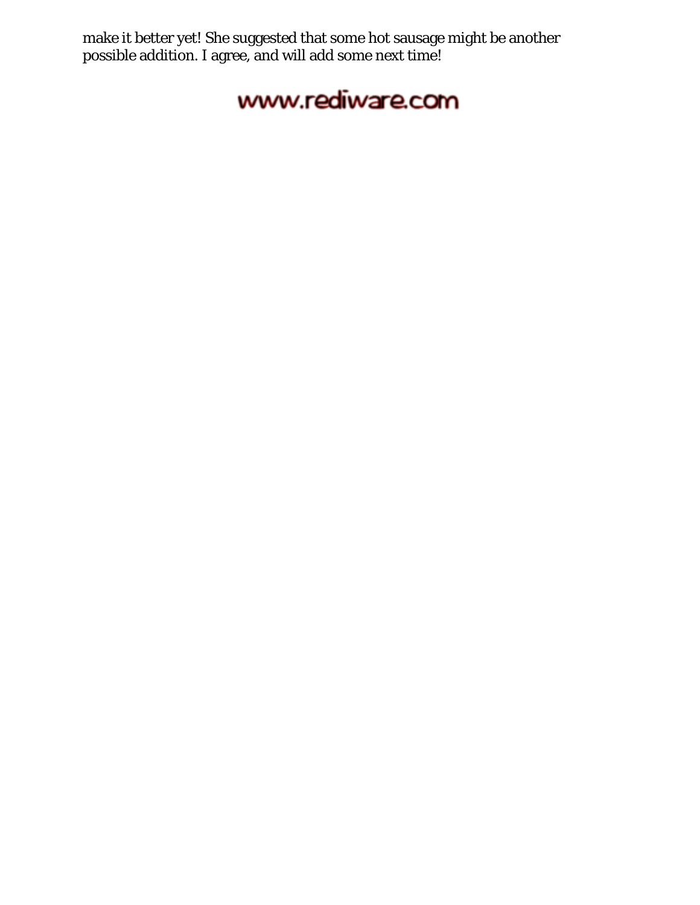make it better yet! She suggested that some hot sausage might be another possible addition. I agree, and will add some next time!

www.rediware.com